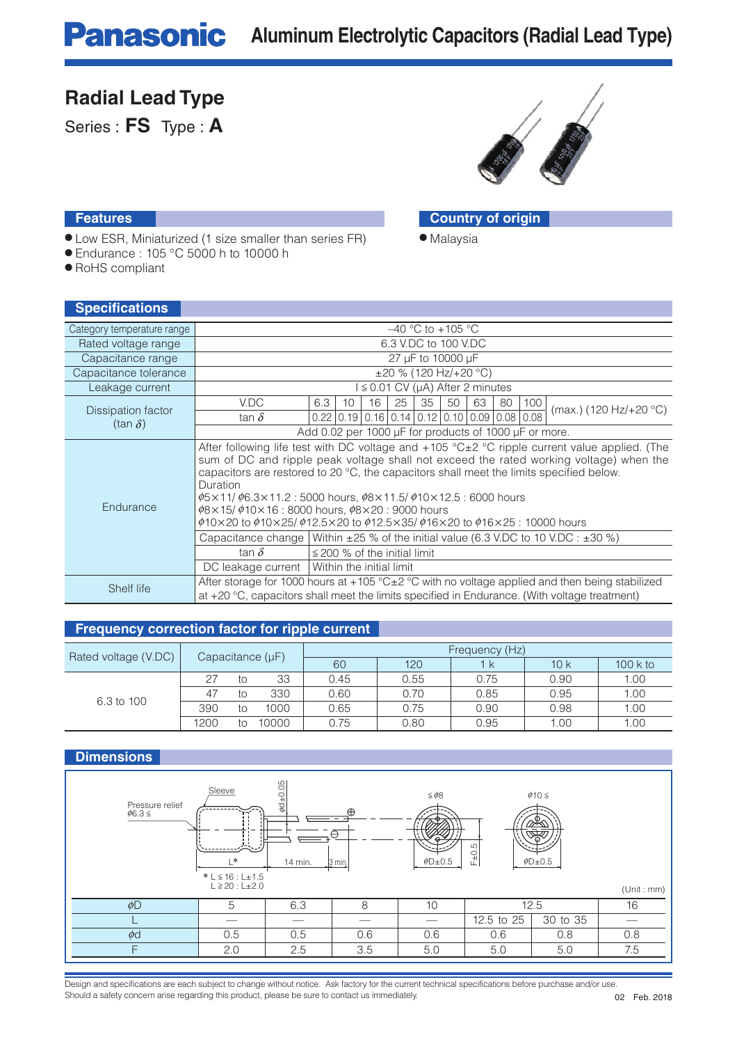# Panasonic Aluminum Electrolytic Capacitors (Radial Lead Type)

## Radial Lead Type

Series : **FS** Type : **A**

### Features

- Low ESR, Miniaturized (1 size smaller than series FR)
- Endurance : 105 °C 5000 h to 10000 h
- RoHS compliant

### Country of origin

- Malaysia

### Specifications

| Item | Specification |
|---|---|
| Category temperature range | –40 °C to +105 °C |
| Rated voltage range | 6.3 V.DC to 100 V.DC |
| Capacitance range | 27 µF to 10000 µF |
| Capacitance tolerance | ±20 % (120 Hz/+20 °C) |
| Leakage current | I ≤ 0.01 CV (µA) After 2 minutes |
| Dissipation factor (tan δ) | see table below |
| Endurance | After following life test with DC voltage and +105 °C±2 °C ripple current value applied. (The sum of DC and ripple peak voltage shall not exceed the rated working voltage) when the capacitors are restored to 20 °C, the capacitors shall meet the limits specified below.<br>Duration<br>φ5×11/ φ6.3×11.2 : 5000 hours, φ8×11.5/ φ10×12.5 : 6000 hours<br>φ8×15/ φ10×16 : 8000 hours, φ8×20 : 9000 hours<br>φ10×20 to φ10×25/ φ12.5×20 to φ12.5×35/ φ16×20 to φ16×25 : 10000 hours<br>Capacitance change: Within ±25 % of the initial value (6.3 V.DC to 10 V.DC : ±30 %)<br>tan δ: ≤ 200 % of the initial limit<br>DC leakage current: Within the initial limit |
| Shelf life | After storage for 1000 hours at +105 °C±2 °C with no voltage applied and then being stabilized at +20 °C, capacitors shall meet the limits specified in Endurance. (With voltage treatment) |

Dissipation factor (tan δ):

| V.DC | 6.3 | 10 | 16 | 25 | 35 | 50 | 63 | 80 | 100 | |
|---|---|---|---|---|---|---|---|---|---|---|
| tan δ | 0.22 | 0.19 | 0.16 | 0.14 | 0.12 | 0.10 | 0.09 | 0.08 | 0.08 | (max.) (120 Hz/+20 °C) |

Add 0.02 per 1000 µF for products of 1000 µF or more.

### Frequency correction factor for ripple current

| Rated voltage (V.DC) | Capacitance (µF) | Frequency (Hz) | | | | |
|---|---|---|---|---|---|---|
| | | 60 | 120 | 1 k | 10 k | 100 k to |
| 6.3 to 100 | 27 to 33 | 0.45 | 0.55 | 0.75 | 0.90 | 1.00 |
| | 47 to 330 | 0.60 | 0.70 | 0.85 | 0.95 | 1.00 |
| | 390 to 1000 | 0.65 | 0.75 | 0.90 | 0.98 | 1.00 |
| | 1200 to 10000 | 0.75 | 0.80 | 0.95 | 1.00 | 1.00 |

### Dimensions

Sleeve, Pressure relief φ6.3 ≤, φd±0.05, L*, 14 min., 3 min., ≤ φ8, φ10 ≤, φD±0.5, F±0.5

* L ≤ 16 : L±1.5
  L ≥ 20 : L±2.0

(Unit : mm)

| φD | 5 | 6.3 | 8 | 10 | 12.5 | | 16 |
|---|---|---|---|---|---|---|---|
| L | — | — | — | — | 12.5 to 25 | 30 to 35 | — |
| φd | 0.5 | 0.5 | 0.6 | 0.6 | 0.6 | 0.8 | 0.8 |
| F | 2.0 | 2.5 | 3.5 | 5.0 | 5.0 | 5.0 | 7.5 |

Design and specifications are each subject to change without notice. Ask factory for the current technical specifications before purchase and/or use.
Should a safety concern arise regarding this product, please be sure to contact us immediately.

02 Feb. 2018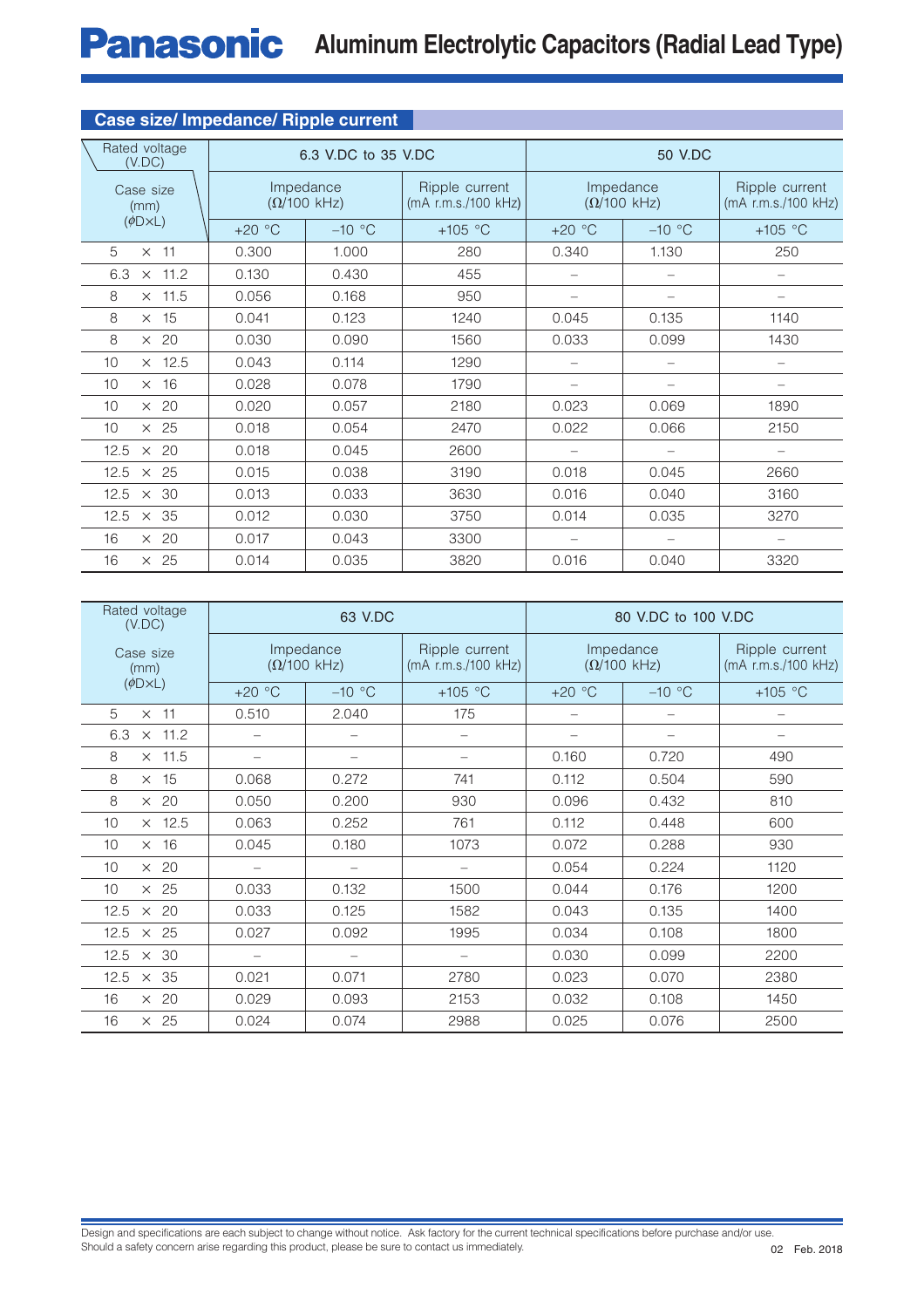## Case size/ Impedance/ Ripple current

| Rated voltage (V.DC) / Case size (mm) (ϕD×L) | 6.3 V.DC to 35 V.DC | | | 50 V.DC | | |
|---|---|---|---|---|---|---|
| | Impedance (Ω/100 kHz) | | Ripple current (mA r.m.s./100 kHz) | Impedance (Ω/100 kHz) | | Ripple current (mA r.m.s./100 kHz) |
| | +20 °C | −10 °C | +105 °C | +20 °C | −10 °C | +105 °C |
| 5 × 11 | 0.300 | 1.000 | 280 | 0.340 | 1.130 | 250 |
| 6.3 × 11.2 | 0.130 | 0.430 | 455 | – | – | – |
| 8 × 11.5 | 0.056 | 0.168 | 950 | – | – | – |
| 8 × 15 | 0.041 | 0.123 | 1240 | 0.045 | 0.135 | 1140 |
| 8 × 20 | 0.030 | 0.090 | 1560 | 0.033 | 0.099 | 1430 |
| 10 × 12.5 | 0.043 | 0.114 | 1290 | – | – | – |
| 10 × 16 | 0.028 | 0.078 | 1790 | – | – | – |
| 10 × 20 | 0.020 | 0.057 | 2180 | 0.023 | 0.069 | 1890 |
| 10 × 25 | 0.018 | 0.054 | 2470 | 0.022 | 0.066 | 2150 |
| 12.5 × 20 | 0.018 | 0.045 | 2600 | – | – | – |
| 12.5 × 25 | 0.015 | 0.038 | 3190 | 0.018 | 0.045 | 2660 |
| 12.5 × 30 | 0.013 | 0.033 | 3630 | 0.016 | 0.040 | 3160 |
| 12.5 × 35 | 0.012 | 0.030 | 3750 | 0.014 | 0.035 | 3270 |
| 16 × 20 | 0.017 | 0.043 | 3300 | – | – | – |
| 16 × 25 | 0.014 | 0.035 | 3820 | 0.016 | 0.040 | 3320 |

| Rated voltage (V.DC) / Case size (mm) (ϕD×L) | 63 V.DC | | | 80 V.DC to 100 V.DC | | |
|---|---|---|---|---|---|---|
| | Impedance (Ω/100 kHz) | | Ripple current (mA r.m.s./100 kHz) | Impedance (Ω/100 kHz) | | Ripple current (mA r.m.s./100 kHz) |
| | +20 °C | −10 °C | +105 °C | +20 °C | −10 °C | +105 °C |
| 5 × 11 | 0.510 | 2.040 | 175 | – | – | – |
| 6.3 × 11.2 | – | – | – | – | – | – |
| 8 × 11.5 | – | – | – | 0.160 | 0.720 | 490 |
| 8 × 15 | 0.068 | 0.272 | 741 | 0.112 | 0.504 | 590 |
| 8 × 20 | 0.050 | 0.200 | 930 | 0.096 | 0.432 | 810 |
| 10 × 12.5 | 0.063 | 0.252 | 761 | 0.112 | 0.448 | 600 |
| 10 × 16 | 0.045 | 0.180 | 1073 | 0.072 | 0.288 | 930 |
| 10 × 20 | – | – | – | 0.054 | 0.224 | 1120 |
| 10 × 25 | 0.033 | 0.132 | 1500 | 0.044 | 0.176 | 1200 |
| 12.5 × 20 | 0.033 | 0.125 | 1582 | 0.043 | 0.135 | 1400 |
| 12.5 × 25 | 0.027 | 0.092 | 1995 | 0.034 | 0.108 | 1800 |
| 12.5 × 30 | – | – | – | 0.030 | 0.099 | 2200 |
| 12.5 × 35 | 0.021 | 0.071 | 2780 | 0.023 | 0.070 | 2380 |
| 16 × 20 | 0.029 | 0.093 | 2153 | 0.032 | 0.108 | 1450 |
| 16 × 25 | 0.024 | 0.074 | 2988 | 0.025 | 0.076 | 2500 |

Design and specifications are each subject to change without notice. Ask factory for the current technical specifications before purchase and/or use.
Should a safety concern arise regarding this product, please be sure to contact us immediately.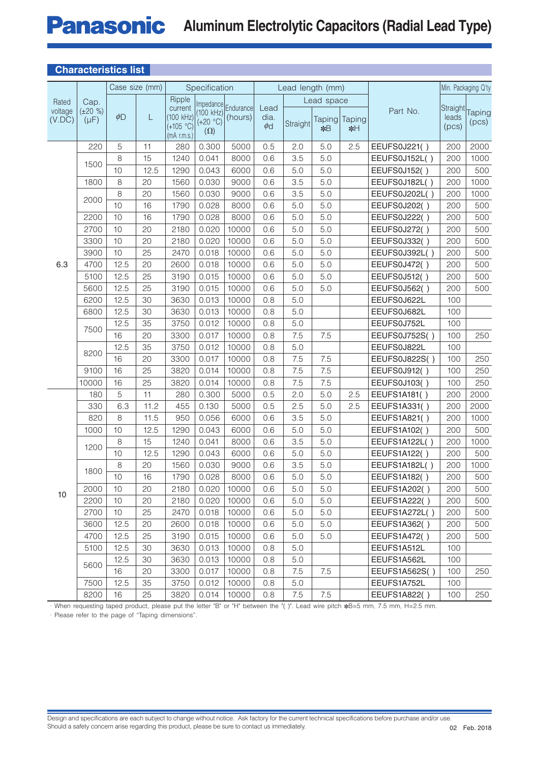## Characteristics list

| Rated voltage (V.DC) | Cap. (±20 %) (μF) | Case size (mm) | | Specification | | | Lead dia. φd | Lead length (mm) | Lead space | | Part No. | Min. Packaging Q'ty | |
|---|---|---|---|---|---|---|---|---|---|---|---|---|---|
| | | φD | L | Ripple current (100 kHz) (+105 °C) (mA r.m.s.) | Impedance (100 kHz) (+20 °C) (Ω) | Endurance (hours) | | Straight | Taping *B | Taping *H | | Straight leads (pcs) | Taping (pcs) |
| 6.3 | 220 | 5 | 11 | 280 | 0.300 | 5000 | 0.5 | 2.0 | 5.0 | 2.5 | EEUFS0J221( ) | 200 | 2000 |
| | 1500 | 8 | 15 | 1240 | 0.041 | 8000 | 0.6 | 3.5 | 5.0 | | EEUFS0J152L( ) | 200 | 1000 |
| | | 10 | 12.5 | 1290 | 0.043 | 6000 | 0.6 | 5.0 | 5.0 | | EEUFS0J152( ) | 200 | 500 |
| | 1800 | 8 | 20 | 1560 | 0.030 | 9000 | 0.6 | 3.5 | 5.0 | | EEUFS0J182L( ) | 200 | 1000 |
| | 2000 | 8 | 20 | 1560 | 0.030 | 9000 | 0.6 | 3.5 | 5.0 | | EEUFS0J202L( ) | 200 | 1000 |
| | | 10 | 16 | 1790 | 0.028 | 8000 | 0.6 | 5.0 | 5.0 | | EEUFS0J202( ) | 200 | 500 |
| | 2200 | 10 | 16 | 1790 | 0.028 | 8000 | 0.6 | 5.0 | 5.0 | | EEUFS0J222( ) | 200 | 500 |
| | 2700 | 10 | 20 | 2180 | 0.020 | 10000 | 0.6 | 5.0 | 5.0 | | EEUFS0J272( ) | 200 | 500 |
| | 3300 | 10 | 20 | 2180 | 0.020 | 10000 | 0.6 | 5.0 | 5.0 | | EEUFS0J332( ) | 200 | 500 |
| | 3900 | 10 | 25 | 2470 | 0.018 | 10000 | 0.6 | 5.0 | 5.0 | | EEUFS0J392L( ) | 200 | 500 |
| | 4700 | 12.5 | 20 | 2600 | 0.018 | 10000 | 0.6 | 5.0 | 5.0 | | EEUFS0J472( ) | 200 | 500 |
| | 5100 | 12.5 | 25 | 3190 | 0.015 | 10000 | 0.6 | 5.0 | 5.0 | | EEUFS0J512( ) | 200 | 500 |
| | 5600 | 12.5 | 25 | 3190 | 0.015 | 10000 | 0.6 | 5.0 | 5.0 | | EEUFS0J562( ) | 200 | 500 |
| | 6200 | 12.5 | 30 | 3630 | 0.013 | 10000 | 0.8 | 5.0 | | | EEUFS0J622L | 100 | |
| | 6800 | 12.5 | 30 | 3630 | 0.013 | 10000 | 0.8 | 5.0 | | | EEUFS0J682L | 100 | |
| | 7500 | 12.5 | 35 | 3750 | 0.012 | 10000 | 0.8 | 5.0 | | | EEUFS0J752L | 100 | |
| | | 16 | 20 | 3300 | 0.017 | 10000 | 0.8 | 7.5 | 7.5 | | EEUFS0J752S( ) | 100 | 250 |
| | 8200 | 12.5 | 35 | 3750 | 0.012 | 10000 | 0.8 | 5.0 | | | EEUFS0J822L | 100 | |
| | | 16 | 20 | 3300 | 0.017 | 10000 | 0.8 | 7.5 | 7.5 | | EEUFS0J822S( ) | 100 | 250 |
| | 9100 | 16 | 25 | 3820 | 0.014 | 10000 | 0.8 | 7.5 | 7.5 | | EEUFS0J912( ) | 100 | 250 |
| | 10000 | 16 | 25 | 3820 | 0.014 | 10000 | 0.8 | 7.5 | 7.5 | | EEUFS0J103( ) | 100 | 250 |
| 10 | 180 | 5 | 11 | 280 | 0.300 | 5000 | 0.5 | 2.0 | 5.0 | 2.5 | EEUFS1A181( ) | 200 | 2000 |
| | 330 | 6.3 | 11.2 | 455 | 0.130 | 5000 | 0.5 | 2.5 | 5.0 | 2.5 | EEUFS1A331( ) | 200 | 2000 |
| | 820 | 8 | 11.5 | 950 | 0.056 | 6000 | 0.6 | 3.5 | 5.0 | | EEUFS1A821( ) | 200 | 1000 |
| | 1000 | 10 | 12.5 | 1290 | 0.043 | 6000 | 0.6 | 5.0 | 5.0 | | EEUFS1A102( ) | 200 | 500 |
| | 1200 | 8 | 15 | 1240 | 0.041 | 8000 | 0.6 | 3.5 | 5.0 | | EEUFS1A122L( ) | 200 | 1000 |
| | | 10 | 12.5 | 1290 | 0.043 | 6000 | 0.6 | 5.0 | 5.0 | | EEUFS1A122( ) | 200 | 500 |
| | 1800 | 8 | 20 | 1560 | 0.030 | 9000 | 0.6 | 3.5 | 5.0 | | EEUFS1A182L( ) | 200 | 1000 |
| | | 10 | 16 | 1790 | 0.028 | 8000 | 0.6 | 5.0 | 5.0 | | EEUFS1A182( ) | 200 | 500 |
| | 2000 | 10 | 20 | 2180 | 0.020 | 10000 | 0.6 | 5.0 | 5.0 | | EEUFS1A202( ) | 200 | 500 |
| | 2200 | 10 | 20 | 2180 | 0.020 | 10000 | 0.6 | 5.0 | 5.0 | | EEUFS1A222( ) | 200 | 500 |
| | 2700 | 10 | 25 | 2470 | 0.018 | 10000 | 0.6 | 5.0 | 5.0 | | EEUFS1A272L( ) | 200 | 500 |
| | 3600 | 12.5 | 20 | 2600 | 0.018 | 10000 | 0.6 | 5.0 | 5.0 | | EEUFS1A362( ) | 200 | 500 |
| | 4700 | 12.5 | 25 | 3190 | 0.015 | 10000 | 0.6 | 5.0 | 5.0 | | EEUFS1A472( ) | 200 | 500 |
| | 5100 | 12.5 | 30 | 3630 | 0.013 | 10000 | 0.8 | 5.0 | | | EEUFS1A512L | 100 | |
| | 5600 | 12.5 | 30 | 3630 | 0.013 | 10000 | 0.8 | 5.0 | | | EEUFS1A562L | 100 | |
| | | 16 | 20 | 3300 | 0.017 | 10000 | 0.8 | 7.5 | 7.5 | | EEUFS1A562S( ) | 100 | 250 |
| | 7500 | 12.5 | 35 | 3750 | 0.012 | 10000 | 0.8 | 5.0 | | | EEUFS1A752L | 100 | |
| | 8200 | 16 | 25 | 3820 | 0.014 | 10000 | 0.8 | 7.5 | 7.5 | | EEUFS1A822( ) | 100 | 250 |

· When requesting taped product, please put the letter "B" or "H" between the "( )". Lead wire pitch *B=5 mm, 7.5 mm, H=2.5 mm.
· Please refer to the page of "Taping dimensions".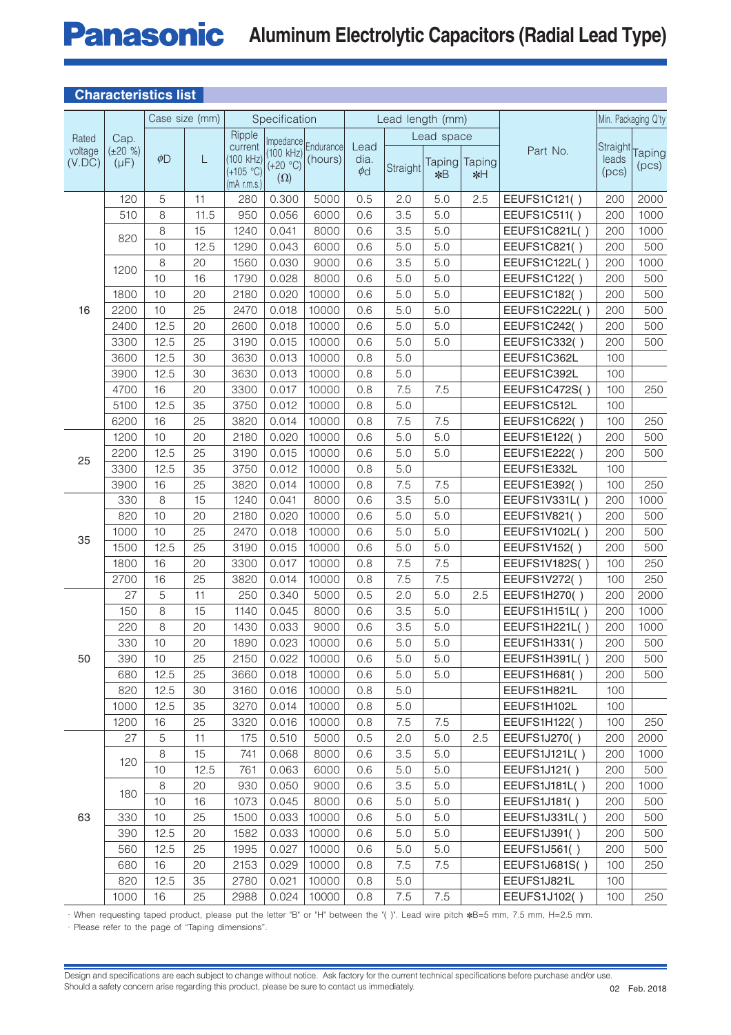## Characteristics list

| Rated voltage (V.DC) | Cap. (±20 %) (μF) | Case size (mm) ϕD | Case size (mm) L | Ripple current (100 kHz) (+105 °C) (mA r.m.s.) | Impedance (100 kHz) (+20 °C) (Ω) | Endurance (hours) | Lead dia. ϕd | Lead length (mm) Straight | Lead space Taping *B | Lead space Taping *H | Part No. | Min. Packaging Q'ty Straight leads (pcs) | Min. Packaging Q'ty Taping (pcs) |
|---|---|---|---|---|---|---|---|---|---|---|---|---|---|
| 16 | 120 | 5 | 11 | 280 | 0.300 | 5000 | 0.5 | 2.0 | 5.0 | 2.5 | EEUFS1C121( ) | 200 | 2000 |
| | 510 | 8 | 11.5 | 950 | 0.056 | 6000 | 0.6 | 3.5 | 5.0 | | EEUFS1C511( ) | 200 | 1000 |
| | 820 | 8 | 15 | 1240 | 0.041 | 8000 | 0.6 | 3.5 | 5.0 | | EEUFS1C821L( ) | 200 | 1000 |
| | | 10 | 12.5 | 1290 | 0.043 | 6000 | 0.6 | 5.0 | 5.0 | | EEUFS1C821( ) | 200 | 500 |
| | 1200 | 8 | 20 | 1560 | 0.030 | 9000 | 0.6 | 3.5 | 5.0 | | EEUFS1C122L( ) | 200 | 1000 |
| | | 10 | 16 | 1790 | 0.028 | 8000 | 0.6 | 5.0 | 5.0 | | EEUFS1C122( ) | 200 | 500 |
| | 1800 | 10 | 20 | 2180 | 0.020 | 10000 | 0.6 | 5.0 | 5.0 | | EEUFS1C182( ) | 200 | 500 |
| | 2200 | 10 | 25 | 2470 | 0.018 | 10000 | 0.6 | 5.0 | 5.0 | | EEUFS1C222L( ) | 200 | 500 |
| | 2400 | 12.5 | 20 | 2600 | 0.018 | 10000 | 0.6 | 5.0 | 5.0 | | EEUFS1C242( ) | 200 | 500 |
| | 3300 | 12.5 | 25 | 3190 | 0.015 | 10000 | 0.6 | 5.0 | 5.0 | | EEUFS1C332( ) | 200 | 500 |
| | 3600 | 12.5 | 30 | 3630 | 0.013 | 10000 | 0.8 | 5.0 | | | EEUFS1C362L | 100 | |
| | 3900 | 12.5 | 30 | 3630 | 0.013 | 10000 | 0.8 | 5.0 | | | EEUFS1C392L | 100 | |
| | 4700 | 16 | 20 | 3300 | 0.017 | 10000 | 0.8 | 7.5 | 7.5 | | EEUFS1C472S( ) | 100 | 250 |
| | 5100 | 12.5 | 35 | 3750 | 0.012 | 10000 | 0.8 | 5.0 | | | EEUFS1C512L | 100 | |
| | 6200 | 16 | 25 | 3820 | 0.014 | 10000 | 0.8 | 7.5 | 7.5 | | EEUFS1C622( ) | 100 | 250 |
| 25 | 1200 | 10 | 20 | 2180 | 0.020 | 10000 | 0.6 | 5.0 | 5.0 | | EEUFS1E122( ) | 200 | 500 |
| | 2200 | 12.5 | 25 | 3190 | 0.015 | 10000 | 0.6 | 5.0 | 5.0 | | EEUFS1E222( ) | 200 | 500 |
| | 3300 | 12.5 | 35 | 3750 | 0.012 | 10000 | 0.8 | 5.0 | | | EEUFS1E332L | 100 | |
| | 3900 | 16 | 25 | 3820 | 0.014 | 10000 | 0.8 | 7.5 | 7.5 | | EEUFS1E392( ) | 100 | 250 |
| 35 | 330 | 8 | 15 | 1240 | 0.041 | 8000 | 0.6 | 3.5 | 5.0 | | EEUFS1V331L( ) | 200 | 1000 |
| | 820 | 10 | 20 | 2180 | 0.020 | 10000 | 0.6 | 5.0 | 5.0 | | EEUFS1V821( ) | 200 | 500 |
| | 1000 | 10 | 25 | 2470 | 0.018 | 10000 | 0.6 | 5.0 | 5.0 | | EEUFS1V102L( ) | 200 | 500 |
| | 1500 | 12.5 | 25 | 3190 | 0.015 | 10000 | 0.6 | 5.0 | 5.0 | | EEUFS1V152( ) | 200 | 500 |
| | 1800 | 16 | 20 | 3300 | 0.017 | 10000 | 0.8 | 7.5 | 7.5 | | EEUFS1V182S( ) | 100 | 250 |
| | 2700 | 16 | 25 | 3820 | 0.014 | 10000 | 0.8 | 7.5 | 7.5 | | EEUFS1V272( ) | 100 | 250 |
| 50 | 27 | 5 | 11 | 250 | 0.340 | 5000 | 0.5 | 2.0 | 5.0 | 2.5 | EEUFS1H270( ) | 200 | 2000 |
| | 150 | 8 | 15 | 1140 | 0.045 | 8000 | 0.6 | 3.5 | 5.0 | | EEUFS1H151L( ) | 200 | 1000 |
| | 220 | 8 | 20 | 1430 | 0.033 | 9000 | 0.6 | 3.5 | 5.0 | | EEUFS1H221L( ) | 200 | 1000 |
| | 330 | 10 | 20 | 1890 | 0.023 | 10000 | 0.6 | 5.0 | 5.0 | | EEUFS1H331( ) | 200 | 500 |
| | 390 | 10 | 25 | 2150 | 0.022 | 10000 | 0.6 | 5.0 | 5.0 | | EEUFS1H391L( ) | 200 | 500 |
| | 680 | 12.5 | 25 | 3660 | 0.018 | 10000 | 0.6 | 5.0 | 5.0 | | EEUFS1H681( ) | 200 | 500 |
| | 820 | 12.5 | 30 | 3160 | 0.016 | 10000 | 0.8 | 5.0 | | | EEUFS1H821L | 100 | |
| | 1000 | 12.5 | 35 | 3270 | 0.014 | 10000 | 0.8 | 5.0 | | | EEUFS1H102L | 100 | |
| | 1200 | 16 | 25 | 3320 | 0.016 | 10000 | 0.8 | 7.5 | 7.5 | | EEUFS1H122( ) | 100 | 250 |
| 63 | 27 | 5 | 11 | 175 | 0.510 | 5000 | 0.5 | 2.0 | 5.0 | 2.5 | EEUFS1J270( ) | 200 | 2000 |
| | 120 | 8 | 15 | 741 | 0.068 | 8000 | 0.6 | 3.5 | 5.0 | | EEUFS1J121L( ) | 200 | 1000 |
| | | 10 | 12.5 | 761 | 0.063 | 6000 | 0.6 | 5.0 | 5.0 | | EEUFS1J121( ) | 200 | 500 |
| | 180 | 8 | 20 | 930 | 0.050 | 9000 | 0.6 | 3.5 | 5.0 | | EEUFS1J181L( ) | 200 | 1000 |
| | | 10 | 16 | 1073 | 0.045 | 8000 | 0.6 | 5.0 | 5.0 | | EEUFS1J181( ) | 200 | 500 |
| | 330 | 10 | 25 | 1500 | 0.033 | 10000 | 0.6 | 5.0 | 5.0 | | EEUFS1J331L( ) | 200 | 500 |
| | 390 | 12.5 | 20 | 1582 | 0.033 | 10000 | 0.6 | 5.0 | 5.0 | | EEUFS1J391( ) | 200 | 500 |
| | 560 | 12.5 | 25 | 1995 | 0.027 | 10000 | 0.6 | 5.0 | 5.0 | | EEUFS1J561( ) | 200 | 500 |
| | 680 | 16 | 20 | 2153 | 0.029 | 10000 | 0.8 | 7.5 | 7.5 | | EEUFS1J681S( ) | 100 | 250 |
| | 820 | 12.5 | 35 | 2780 | 0.021 | 10000 | 0.8 | 5.0 | | | EEUFS1J821L | 100 | |
| | 1000 | 16 | 25 | 2988 | 0.024 | 10000 | 0.8 | 7.5 | 7.5 | | EEUFS1J102( ) | 100 | 250 |

· When requesting taped product, please put the letter "B" or "H" between the "( )". Lead wire pitch *B=5 mm, 7.5 mm, H=2.5 mm.
· Please refer to the page of "Taping dimensions".

Design and specifications are each subject to change without notice. Ask factory for the current technical specifications before purchase and/or use.
Should a safety concern arise regarding this product, please be sure to contact us immediately.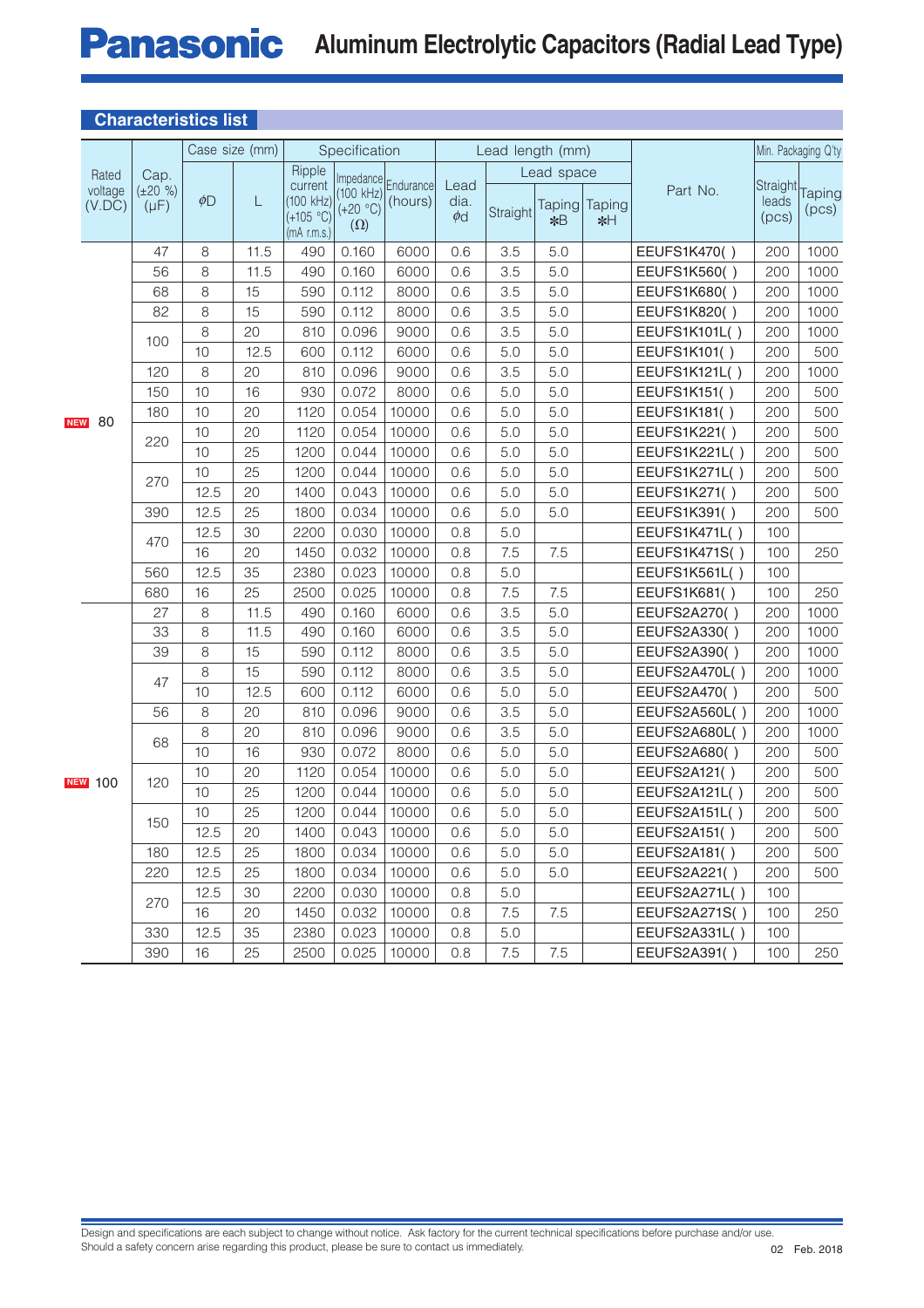# Panasonic Aluminum Electrolytic Capacitors (Radial Lead Type)

## Characteristics list

| Rated voltage (V.DC) | Cap. (±20 %) (μF) | Case size (mm) | | Specification | | | Lead length (mm) | | | | Part No. | Min. Packaging Q'ty | |
|---|---|---|---|---|---|---|---|---|---|---|---|---|---|
| | | φD | L | Ripple current (100 kHz) (+105 °C) (mA r.m.s.) | Impedance (100 kHz) (+20 °C) (Ω) | Endurance (hours) | Lead dia. φd | Lead space Straight | Lead space Taping *B | Lead space Taping *H | | Straight leads (pcs) | Taping (pcs) |
| NEW 80 | 47 | 8 | 11.5 | 490 | 0.160 | 6000 | 0.6 | 3.5 | 5.0 | | EEUFS1K470( ) | 200 | 1000 |
| | 56 | 8 | 11.5 | 490 | 0.160 | 6000 | 0.6 | 3.5 | 5.0 | | EEUFS1K560( ) | 200 | 1000 |
| | 68 | 8 | 15 | 590 | 0.112 | 8000 | 0.6 | 3.5 | 5.0 | | EEUFS1K680( ) | 200 | 1000 |
| | 82 | 8 | 15 | 590 | 0.112 | 8000 | 0.6 | 3.5 | 5.0 | | EEUFS1K820( ) | 200 | 1000 |
| | 100 | 8 | 20 | 810 | 0.096 | 9000 | 0.6 | 3.5 | 5.0 | | EEUFS1K101L( ) | 200 | 1000 |
| | | 10 | 12.5 | 600 | 0.112 | 6000 | 0.6 | 5.0 | 5.0 | | EEUFS1K101( ) | 200 | 500 |
| | 120 | 8 | 20 | 810 | 0.096 | 9000 | 0.6 | 3.5 | 5.0 | | EEUFS1K121L( ) | 200 | 1000 |
| | 150 | 10 | 16 | 930 | 0.072 | 8000 | 0.6 | 5.0 | 5.0 | | EEUFS1K151( ) | 200 | 500 |
| | 180 | 10 | 20 | 1120 | 0.054 | 10000 | 0.6 | 5.0 | 5.0 | | EEUFS1K181( ) | 200 | 500 |
| | 220 | 10 | 20 | 1120 | 0.054 | 10000 | 0.6 | 5.0 | 5.0 | | EEUFS1K221( ) | 200 | 500 |
| | | 10 | 25 | 1200 | 0.044 | 10000 | 0.6 | 5.0 | 5.0 | | EEUFS1K221L( ) | 200 | 500 |
| | 270 | 10 | 25 | 1200 | 0.044 | 10000 | 0.6 | 5.0 | 5.0 | | EEUFS1K271L( ) | 200 | 500 |
| | | 12.5 | 20 | 1400 | 0.043 | 10000 | 0.6 | 5.0 | 5.0 | | EEUFS1K271( ) | 200 | 500 |
| | 390 | 12.5 | 25 | 1800 | 0.034 | 10000 | 0.6 | 5.0 | 5.0 | | EEUFS1K391( ) | 200 | 500 |
| | 470 | 12.5 | 30 | 2200 | 0.030 | 10000 | 0.8 | 5.0 | | | EEUFS1K471L( ) | 100 | |
| | | 16 | 20 | 1450 | 0.032 | 10000 | 0.8 | 7.5 | 7.5 | | EEUFS1K471S( ) | 100 | 250 |
| | 560 | 12.5 | 35 | 2380 | 0.023 | 10000 | 0.8 | 5.0 | | | EEUFS1K561L( ) | 100 | |
| | 680 | 16 | 25 | 2500 | 0.025 | 10000 | 0.8 | 7.5 | 7.5 | | EEUFS1K681( ) | 100 | 250 |
| NEW 100 | 27 | 8 | 11.5 | 490 | 0.160 | 6000 | 0.6 | 3.5 | 5.0 | | EEUFS2A270( ) | 200 | 1000 |
| | 33 | 8 | 11.5 | 490 | 0.160 | 6000 | 0.6 | 3.5 | 5.0 | | EEUFS2A330( ) | 200 | 1000 |
| | 39 | 8 | 15 | 590 | 0.112 | 8000 | 0.6 | 3.5 | 5.0 | | EEUFS2A390( ) | 200 | 1000 |
| | 47 | 8 | 15 | 590 | 0.112 | 8000 | 0.6 | 3.5 | 5.0 | | EEUFS2A470L( ) | 200 | 1000 |
| | | 10 | 12.5 | 600 | 0.112 | 6000 | 0.6 | 5.0 | 5.0 | | EEUFS2A470( ) | 200 | 500 |
| | 56 | 8 | 20 | 810 | 0.096 | 9000 | 0.6 | 3.5 | 5.0 | | EEUFS2A560L( ) | 200 | 1000 |
| | 68 | 8 | 20 | 810 | 0.096 | 9000 | 0.6 | 3.5 | 5.0 | | EEUFS2A680L( ) | 200 | 1000 |
| | | 10 | 16 | 930 | 0.072 | 8000 | 0.6 | 5.0 | 5.0 | | EEUFS2A680( ) | 200 | 500 |
| | 120 | 10 | 20 | 1120 | 0.054 | 10000 | 0.6 | 5.0 | 5.0 | | EEUFS2A121( ) | 200 | 500 |
| | | 10 | 25 | 1200 | 0.044 | 10000 | 0.6 | 5.0 | 5.0 | | EEUFS2A121L( ) | 200 | 500 |
| | 150 | 10 | 25 | 1200 | 0.044 | 10000 | 0.6 | 5.0 | 5.0 | | EEUFS2A151L( ) | 200 | 500 |
| | | 12.5 | 20 | 1400 | 0.043 | 10000 | 0.6 | 5.0 | 5.0 | | EEUFS2A151( ) | 200 | 500 |
| | 180 | 12.5 | 25 | 1800 | 0.034 | 10000 | 0.6 | 5.0 | 5.0 | | EEUFS2A181( ) | 200 | 500 |
| | 220 | 12.5 | 25 | 1800 | 0.034 | 10000 | 0.6 | 5.0 | 5.0 | | EEUFS2A221( ) | 200 | 500 |
| | 270 | 12.5 | 30 | 2200 | 0.030 | 10000 | 0.8 | 5.0 | | | EEUFS2A271L( ) | 100 | |
| | | 16 | 20 | 1450 | 0.032 | 10000 | 0.8 | 7.5 | 7.5 | | EEUFS2A271S( ) | 100 | 250 |
| | 330 | 12.5 | 35 | 2380 | 0.023 | 10000 | 0.8 | 5.0 | | | EEUFS2A331L( ) | 100 | |
| | 390 | 16 | 25 | 2500 | 0.025 | 10000 | 0.8 | 7.5 | 7.5 | | EEUFS2A391( ) | 100 | 250 |

Design and specifications are each subject to change without notice. Ask factory for the current technical specifications before purchase and/or use.
Should a safety concern arise regarding this product, please be sure to contact us immediately.

02 Feb. 2018